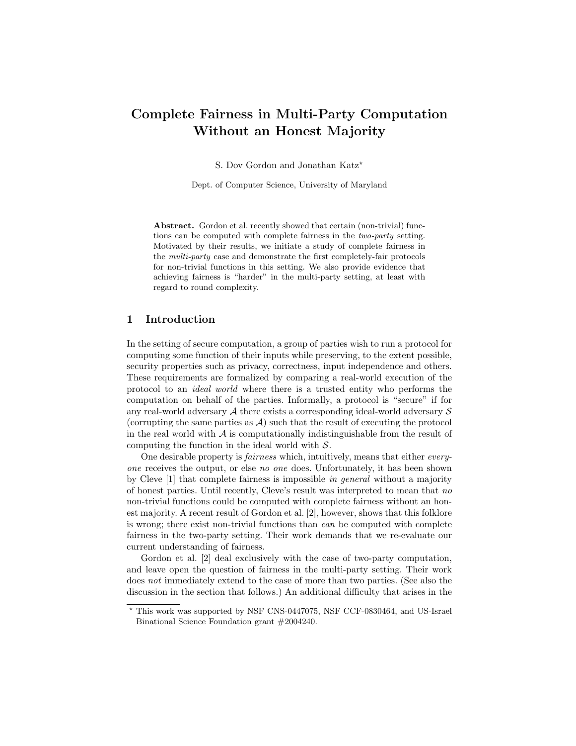# Complete Fairness in Multi-Party Computation Without an Honest Majority

S. Dov Gordon and Jonathan Katz*

Dept. of Computer Science, University of Maryland

**Abstract.** Gordon et al. recently showed that certain (non-trivial) functions can be computed with complete fairness in the *two-party* setting. Motivated by their results, we initiate a study of complete fairness in the *multi-party* case and demonstrate the first completely-fair protocols for non-trivial functions in this setting. We also provide evidence that achieving fairness is "harder" in the multi-party setting, at least with regard to round complexity.

## 1 Introduction

In the setting of secure computation, a group of parties wish to run a protocol for computing some function of their inputs while preserving, to the extent possible, security properties such as privacy, correctness, input independence and others. These requirements are formalized by comparing a real-world execution of the protocol to an *ideal world* where there is a trusted entity who performs the computation on behalf of the parties. Informally, a protocol is "secure" if for any real-world adversary $\mathcal{A}$ there exists a corresponding ideal-world adversary $\mathcal{S}$ (corrupting the same parties as $\mathcal{A}$) such that the result of executing the protocol in the real world with $\mathcal{A}$ is computationally indistinguishable from the result of computing the function in the ideal world with $\mathcal{S}$.

One desirable property is *fairness* which, intuitively, means that either *everyone* receives the output, or else *no one* does. Unfortunately, it has been shown by Cleve [1] that complete fairness is impossible *in general* without a majority of honest parties. Until recently, Cleve's result was interpreted to mean that *no* non-trivial functions could be computed with complete fairness without an honest majority. A recent result of Gordon et al. [2], however, shows that this folklore is wrong; there exist non-trivial functions than *can* be computed with complete fairness in the two-party setting. Their work demands that we re-evaluate our current understanding of fairness.

Gordon et al. [2] deal exclusively with the case of two-party computation, and leave open the question of fairness in the multi-party setting. Their work does *not* immediately extend to the case of more than two parties. (See also the discussion in the section that follows.) An additional difficulty that arises in the

---

* This work was supported by NSF CNS-0447075, NSF CCF-0830464, and US-Israel Binational Science Foundation grant #2004240.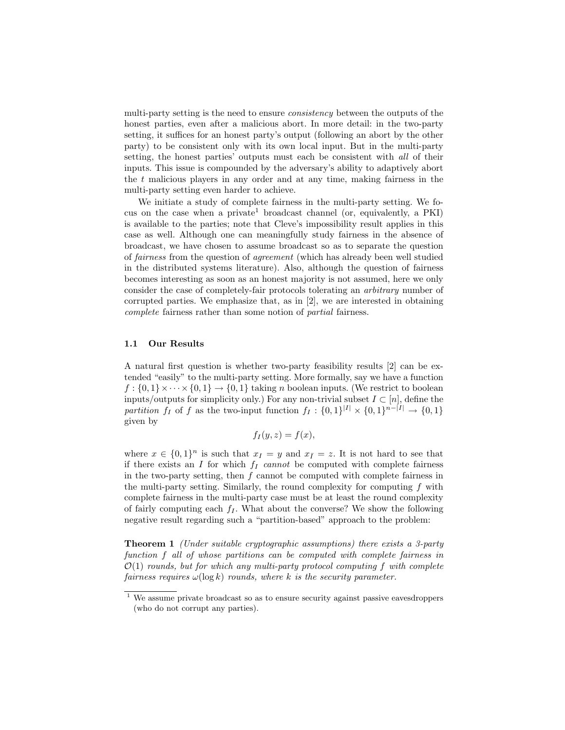multi-party setting is the need to ensure *consistency* between the outputs of the honest parties, even after a malicious abort. In more detail: in the two-party setting, it suffices for an honest party's output (following an abort by the other party) to be consistent only with its own local input. But in the multi-party setting, the honest parties' outputs must each be consistent with *all* of their inputs. This issue is compounded by the adversary's ability to adaptively abort the $t$ malicious players in any order and at any time, making fairness in the multi-party setting even harder to achieve.

We initiate a study of complete fairness in the multi-party setting. We focus on the case when a private[1] broadcast channel (or, equivalently, a PKI) is available to the parties; note that Cleve's impossibility result applies in this case as well. Although one can meaningfully study fairness in the absence of broadcast, we have chosen to assume broadcast so as to separate the question of *fairness* from the question of *agreement* (which has already been well studied in the distributed systems literature). Also, although the question of fairness becomes interesting as soon as an honest majority is not assumed, here we only consider the case of completely-fair protocols tolerating an *arbitrary* number of corrupted parties. We emphasize that, as in [2], we are interested in obtaining *complete* fairness rather than some notion of *partial* fairness.

### 1.1 Our Results

A natural first question is whether two-party feasibility results [2] can be extended "easily" to the multi-party setting. More formally, say we have a function $f : \{0,1\} \times \cdots \times \{0,1\} \to \{0,1\}$ taking $n$ boolean inputs. (We restrict to boolean inputs/outputs for simplicity only.) For any non-trivial subset $I \subset [n]$, define the *partition* $f_I$ of $f$ as the two-input function $f_I : \{0,1\}^{|I|} \times \{0,1\}^{n-|I|} \to \{0,1\}$ given by

$$f_I(y, z) = f(x),$$

where $x \in \{0,1\}^n$ is such that $x_I = y$ and $x_{\bar{I}} = z$. It is not hard to see that if there exists an $I$ for which $f_I$ *cannot* be computed with complete fairness in the two-party setting, then $f$ cannot be computed with complete fairness in the multi-party setting. Similarly, the round complexity for computing $f$ with complete fairness in the multi-party case must be at least the round complexity of fairly computing each $f_I$. What about the converse? We show the following negative result regarding such a "partition-based" approach to the problem:

**Theorem 1** *(Under suitable cryptographic assumptions) there exists a 3-party function $f$ all of whose partitions can be computed with complete fairness in $\mathcal{O}(1)$ rounds, but for which any multi-party protocol computing $f$ with complete fairness requires $\omega(\log k)$ rounds, where $k$ is the security parameter.*

[1] We assume private broadcast so as to ensure security against passive eavesdroppers (who do not corrupt any parties).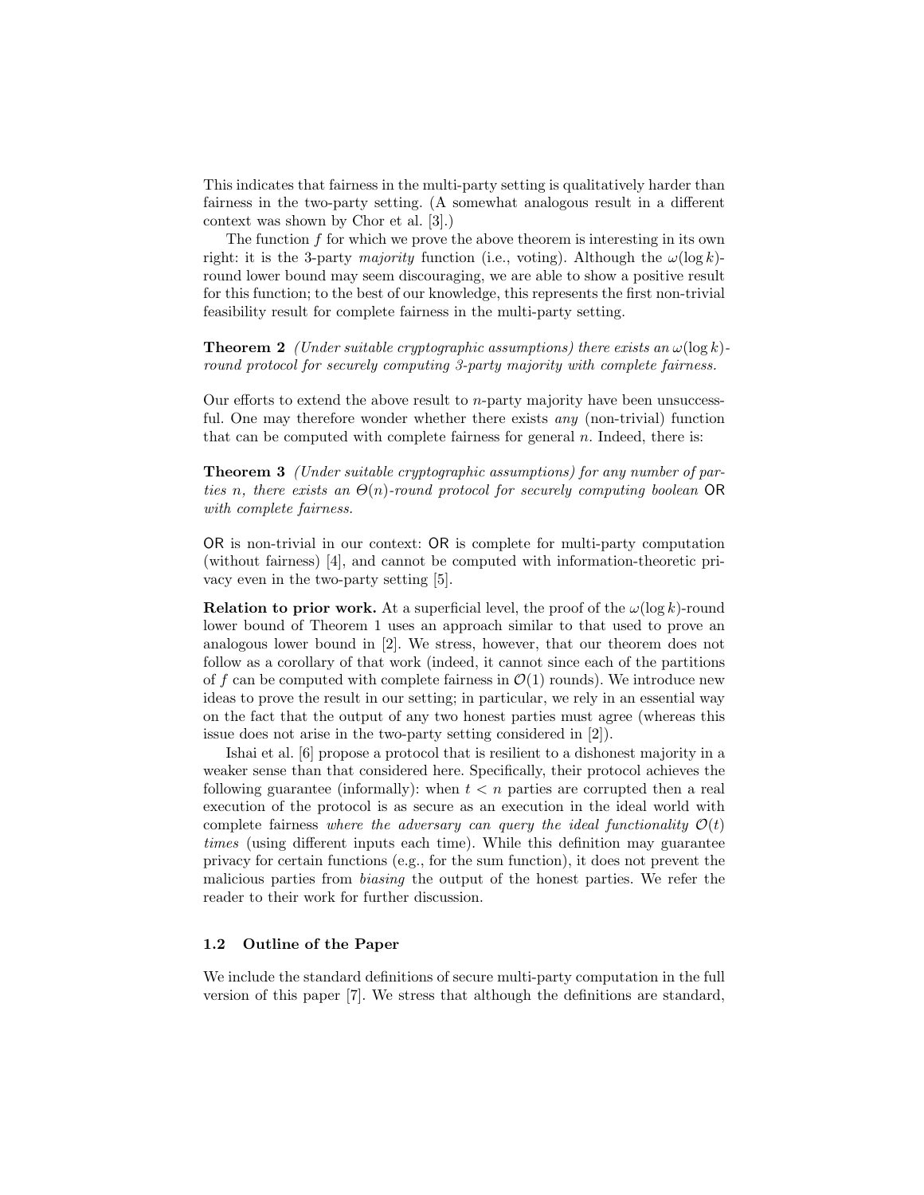This indicates that fairness in the multi-party setting is qualitatively harder than fairness in the two-party setting. (A somewhat analogous result in a different context was shown by Chor et al. [3].)

The function $f$ for which we prove the above theorem is interesting in its own right: it is the 3-party *majority* function (i.e., voting). Although the $\omega(\log k)$-round lower bound may seem discouraging, we are able to show a positive result for this function; to the best of our knowledge, this represents the first non-trivial feasibility result for complete fairness in the multi-party setting.

**Theorem 2** *(Under suitable cryptographic assumptions) there exists an $\omega(\log k)$-round protocol for securely computing 3-party majority with complete fairness.*

Our efforts to extend the above result to $n$-party majority have been unsuccessful. One may therefore wonder whether there exists *any* (non-trivial) function that can be computed with complete fairness for general $n$. Indeed, there is:

**Theorem 3** *(Under suitable cryptographic assumptions) for any number of parties $n$, there exists an $\Theta(n)$-round protocol for securely computing boolean* $\mathsf{OR}$ *with complete fairness.*

$\mathsf{OR}$ is non-trivial in our context: $\mathsf{OR}$ is complete for multi-party computation (without fairness) [4], and cannot be computed with information-theoretic privacy even in the two-party setting [5].

**Relation to prior work.** At a superficial level, the proof of the $\omega(\log k)$-round lower bound of Theorem 1 uses an approach similar to that used to prove an analogous lower bound in [2]. We stress, however, that our theorem does not follow as a corollary of that work (indeed, it cannot since each of the partitions of $f$ can be computed with complete fairness in $\mathcal{O}(1)$ rounds). We introduce new ideas to prove the result in our setting; in particular, we rely in an essential way on the fact that the output of any two honest parties must agree (whereas this issue does not arise in the two-party setting considered in [2]).

Ishai et al. [6] propose a protocol that is resilient to a dishonest majority in a weaker sense than that considered here. Specifically, their protocol achieves the following guarantee (informally): when $t < n$ parties are corrupted then a real execution of the protocol is as secure as an execution in the ideal world with complete fairness *where the adversary can query the ideal functionality $\mathcal{O}(t)$ times* (using different inputs each time). While this definition may guarantee privacy for certain functions (e.g., for the sum function), it does not prevent the malicious parties from *biasing* the output of the honest parties. We refer the reader to their work for further discussion.

### 1.2 Outline of the Paper

We include the standard definitions of secure multi-party computation in the full version of this paper [7]. We stress that although the definitions are standard,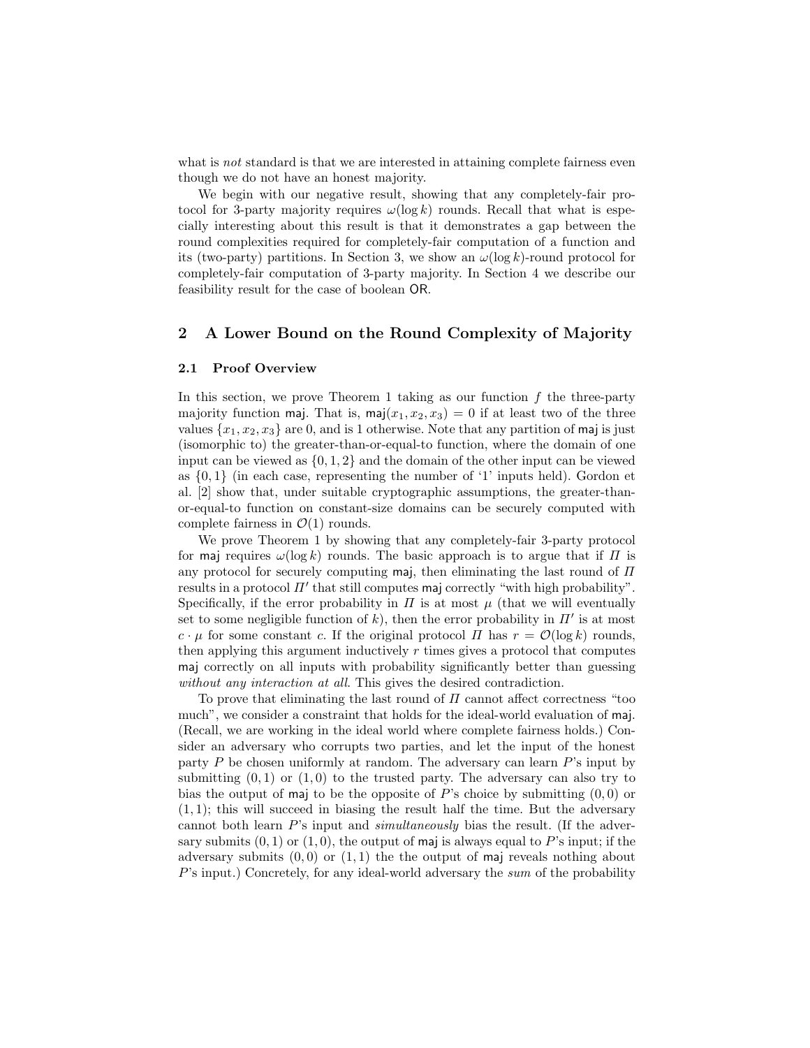what is *not* standard is that we are interested in attaining complete fairness even though we do not have an honest majority.

We begin with our negative result, showing that any completely-fair protocol for 3-party majority requires $\omega(\log k)$ rounds. Recall that what is especially interesting about this result is that it demonstrates a gap between the round complexities required for completely-fair computation of a function and its (two-party) partitions. In Section 3, we show an $\omega(\log k)$-round protocol for completely-fair computation of 3-party majority. In Section 4 we describe our feasibility result for the case of boolean $\mathsf{OR}$.

## 2 A Lower Bound on the Round Complexity of Majority

### 2.1 Proof Overview

In this section, we prove Theorem 1 taking as our function $f$ the three-party majority function $\mathsf{maj}$. That is, $\mathsf{maj}(x_1, x_2, x_3) = 0$ if at least two of the three values $\{x_1, x_2, x_3\}$ are 0, and is 1 otherwise. Note that any partition of $\mathsf{maj}$ is just (isomorphic to) the greater-than-or-equal-to function, where the domain of one input can be viewed as $\{0, 1, 2\}$ and the domain of the other input can be viewed as $\{0, 1\}$ (in each case, representing the number of '1' inputs held). Gordon et al. [2] show that, under suitable cryptographic assumptions, the greater-than-or-equal-to function on constant-size domains can be securely computed with complete fairness in $\mathcal{O}(1)$ rounds.

We prove Theorem 1 by showing that any completely-fair 3-party protocol for $\mathsf{maj}$ requires $\omega(\log k)$ rounds. The basic approach is to argue that if $\Pi$ is any protocol for securely computing $\mathsf{maj}$, then eliminating the last round of $\Pi$ results in a protocol $\Pi'$ that still computes $\mathsf{maj}$ correctly "with high probability". Specifically, if the error probability in $\Pi$ is at most $\mu$ (that we will eventually set to some negligible function of $k$), then the error probability in $\Pi'$ is at most $c \cdot \mu$ for some constant $c$. If the original protocol $\Pi$ has $r = \mathcal{O}(\log k)$ rounds, then applying this argument inductively $r$ times gives a protocol that computes $\mathsf{maj}$ correctly on all inputs with probability significantly better than guessing *without any interaction at all*. This gives the desired contradiction.

To prove that eliminating the last round of $\Pi$ cannot affect correctness "too much", we consider a constraint that holds for the ideal-world evaluation of $\mathsf{maj}$. (Recall, we are working in the ideal world where complete fairness holds.) Consider an adversary who corrupts two parties, and let the input of the honest party $P$ be chosen uniformly at random. The adversary can learn $P$'s input by submitting $(0, 1)$ or $(1, 0)$ to the trusted party. The adversary can also try to bias the output of $\mathsf{maj}$ to be the opposite of $P$'s choice by submitting $(0, 0)$ or $(1, 1)$; this will succeed in biasing the result half the time. But the adversary cannot both learn $P$'s input and *simultaneously* bias the result. (If the adversary submits $(0, 1)$ or $(1, 0)$, the output of $\mathsf{maj}$ is always equal to $P$'s input; if the adversary submits $(0, 0)$ or $(1, 1)$ the the output of $\mathsf{maj}$ reveals nothing about $P$'s input.) Concretely, for any ideal-world adversary the *sum* of the probability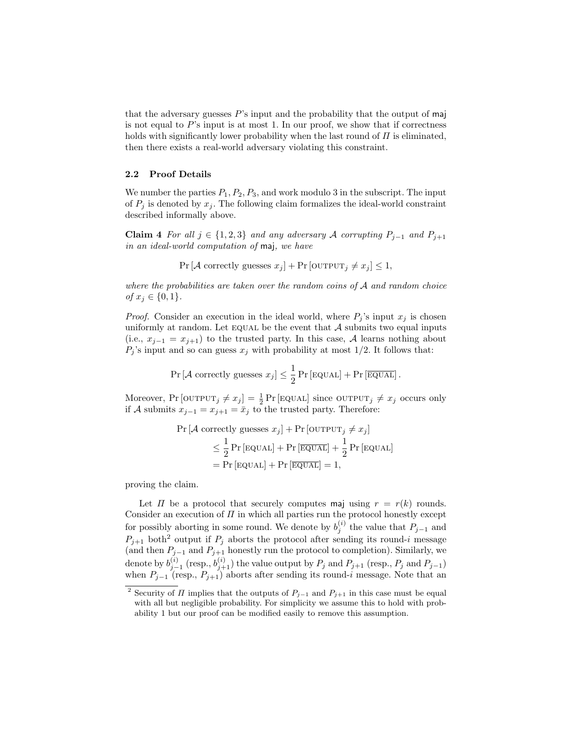that the adversary guesses $P$'s input and the probability that the output of $\mathsf{maj}$ is not equal to $P$'s input is at most 1. In our proof, we show that if correctness holds with significantly lower probability when the last round of $\Pi$ is eliminated, then there exists a real-world adversary violating this constraint.

### 2.2 Proof Details

We number the parties $P_1, P_2, P_3$, and work modulo 3 in the subscript. The input of $P_j$ is denoted by $x_j$. The following claim formalizes the ideal-world constraint described informally above.

**Claim 4** *For all $j \in \{1,2,3\}$ and any adversary $\mathcal{A}$ corrupting $P_{j-1}$ and $P_{j+1}$ in an ideal-world computation of $\mathsf{maj}$, we have*

$$\Pr[\mathcal{A} \text{ correctly guesses } x_j] + \Pr[\text{OUTPUT}_j \neq x_j] \leq 1,$$

*where the probabilities are taken over the random coins of $\mathcal{A}$ and random choice of $x_j \in \{0,1\}$.*

*Proof.* Consider an execution in the ideal world, where $P_j$'s input $x_j$ is chosen uniformly at random. Let EQUAL be the event that $\mathcal{A}$ submits two equal inputs (i.e., $x_{j-1} = x_{j+1}$) to the trusted party. In this case, $\mathcal{A}$ learns nothing about $P_j$'s input and so can guess $x_j$ with probability at most $1/2$. It follows that:

$$\Pr[\mathcal{A} \text{ correctly guesses } x_j] \leq \frac{1}{2}\Pr[\text{EQUAL}] + \Pr\left[\overline{\text{EQUAL}}\right].$$

Moreover, $\Pr[\text{OUTPUT}_j \neq x_j] = \frac{1}{2}\Pr[\text{EQUAL}]$ since $\text{OUTPUT}_j \neq x_j$ occurs only if $\mathcal{A}$ submits $x_{j-1} = x_{j+1} = \bar{x}_j$ to the trusted party. Therefore:

$$\begin{aligned}
&\Pr[\mathcal{A} \text{ correctly guesses } x_j] + \Pr[\text{OUTPUT}_j \neq x_j] \\
&\quad \leq \frac{1}{2}\Pr[\text{EQUAL}] + \Pr\left[\overline{\text{EQUAL}}\right] + \frac{1}{2}\Pr[\text{EQUAL}] \\
&\quad = \Pr[\text{EQUAL}] + \Pr\left[\overline{\text{EQUAL}}\right] = 1,
\end{aligned}$$

proving the claim.

Let $\Pi$ be a protocol that securely computes $\mathsf{maj}$ using $r = r(k)$ rounds. Consider an execution of $\Pi$ in which all parties run the protocol honestly except for possibly aborting in some round. We denote by $b_j^{(i)}$ the value that $P_{j-1}$ and $P_{j+1}$ both[2] output if $P_j$ aborts the protocol after sending its round-$i$ message (and then $P_{j-1}$ and $P_{j+1}$ honestly run the protocol to completion). Similarly, we denote by $b_{j-1}^{(i)}$ (resp., $b_{j+1}^{(i)}$) the value output by $P_j$ and $P_{j+1}$ (resp., $P_j$ and $P_{j-1}$) when $P_{j-1}$ (resp., $P_{j+1}$) aborts after sending its round-$i$ message. Note that an

[2] Security of $\Pi$ implies that the outputs of $P_{j-1}$ and $P_{j+1}$ in this case must be equal with all but negligible probability. For simplicity we assume this to hold with probability 1 but our proof can be modified easily to remove this assumption.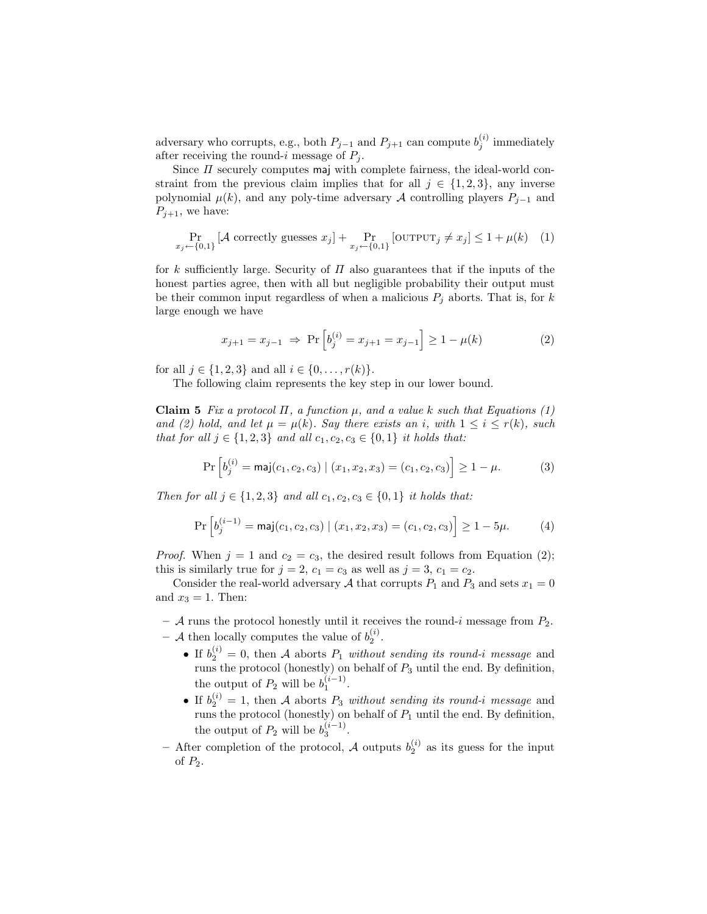adversary who corrupts, e.g., both $P_{j-1}$ and $P_{j+1}$ can compute $b_j^{(i)}$ immediately after receiving the round-$i$ message of $P_j$.

Since $\Pi$ securely computes $\mathsf{maj}$ with complete fairness, the ideal-world constraint from the previous claim implies that for all $j \in \{1, 2, 3\}$, any inverse polynomial $\mu(k)$, and any poly-time adversary $\mathcal{A}$ controlling players $P_{j-1}$ and $P_{j+1}$, we have:

$$\Pr_{x_j \leftarrow \{0,1\}} [\mathcal{A} \text{ correctly guesses } x_j] + \Pr_{x_j \leftarrow \{0,1\}} [\text{OUTPUT}_j \neq x_j] \leq 1 + \mu(k) \quad (1)$$

for $k$ sufficiently large. Security of $\Pi$ also guarantees that if the inputs of the honest parties agree, then with all but negligible probability their output must be their common input regardless of when a malicious $P_j$ aborts. That is, for $k$ large enough we have

$$x_{j+1} = x_{j-1} \;\Rightarrow\; \Pr\left[b_j^{(i)} = x_{j+1} = x_{j-1}\right] \geq 1 - \mu(k) \quad (2)$$

for all $j \in \{1, 2, 3\}$ and all $i \in \{0, \ldots, r(k)\}$.

The following claim represents the key step in our lower bound.

**Claim 5** *Fix a protocol $\Pi$, a function $\mu$, and a value $k$ such that Equations (1) and (2) hold, and let $\mu = \mu(k)$. Say there exists an $i$, with $1 \leq i \leq r(k)$, such that for all $j \in \{1, 2, 3\}$ and all $c_1, c_2, c_3 \in \{0, 1\}$ it holds that:*

$$\Pr\left[b_j^{(i)} = \mathsf{maj}(c_1, c_2, c_3) \mid (x_1, x_2, x_3) = (c_1, c_2, c_3)\right] \geq 1 - \mu. \quad (3)$$

*Then for all $j \in \{1, 2, 3\}$ and all $c_1, c_2, c_3 \in \{0, 1\}$ it holds that:*

$$\Pr\left[b_j^{(i-1)} = \mathsf{maj}(c_1, c_2, c_3) \mid (x_1, x_2, x_3) = (c_1, c_2, c_3)\right] \geq 1 - 5\mu. \quad (4)$$

*Proof.* When $j = 1$ and $c_2 = c_3$, the desired result follows from Equation (2); this is similarly true for $j = 2$, $c_1 = c_3$ as well as $j = 3$, $c_1 = c_2$.

Consider the real-world adversary $\mathcal{A}$ that corrupts $P_1$ and $P_3$ and sets $x_1 = 0$ and $x_3 = 1$. Then:

- $\mathcal{A}$ runs the protocol honestly until it receives the round-$i$ message from $P_2$.
- $\mathcal{A}$ then locally computes the value of $b_2^{(i)}$.
  - If $b_2^{(i)} = 0$, then $\mathcal{A}$ aborts $P_1$ *without sending its round-$i$ message* and runs the protocol (honestly) on behalf of $P_3$ until the end. By definition, the output of $P_2$ will be $b_1^{(i-1)}$.
  - If $b_2^{(i)} = 1$, then $\mathcal{A}$ aborts $P_3$ *without sending its round-$i$ message* and runs the protocol (honestly) on behalf of $P_1$ until the end. By definition, the output of $P_2$ will be $b_3^{(i-1)}$.
- After completion of the protocol, $\mathcal{A}$ outputs $b_2^{(i)}$ as its guess for the input of $P_2$.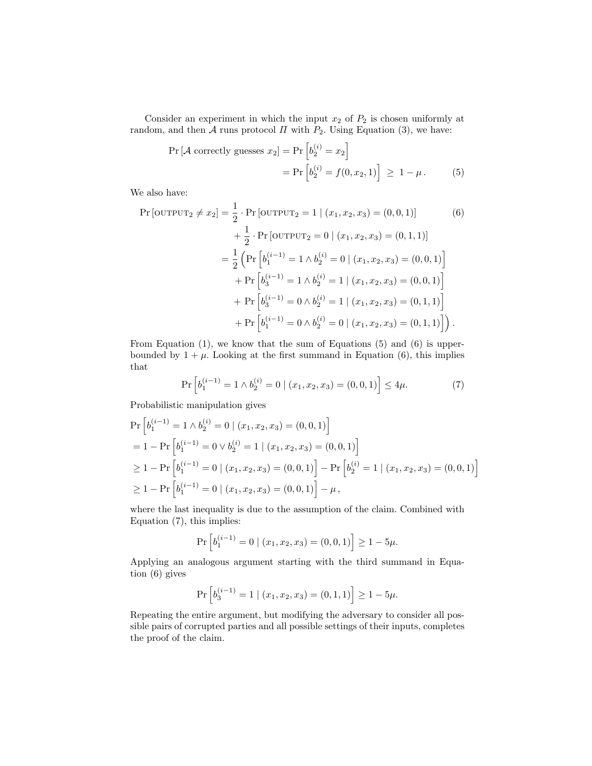Consider an experiment in which the input $x_2$ of $P_2$ is chosen uniformly at random, and then $\mathcal{A}$ runs protocol $\Pi$ with $P_2$. Using Equation (3), we have:

$$\begin{aligned}
\Pr\left[\mathcal{A} \text{ correctly guesses } x_2\right] &= \Pr\left[b_2^{(i)} = x_2\right] \\
&= \Pr\left[b_2^{(i)} = f(0, x_2, 1)\right] \;\geq\; 1 - \mu\,. 
\end{aligned} \tag{5}$$

We also have:

$$\begin{aligned}
\Pr\left[\textsc{output}_2 \neq x_2\right] &= \frac{1}{2} \cdot \Pr\left[\textsc{output}_2 = 1 \mid (x_1, x_2, x_3) = (0, 0, 1)\right] \\
&\quad + \frac{1}{2} \cdot \Pr\left[\textsc{output}_2 = 0 \mid (x_1, x_2, x_3) = (0, 1, 1)\right] \\
&= \frac{1}{2}\Big(\Pr\left[b_1^{(i-1)} = 1 \wedge b_2^{(i)} = 0 \mid (x_1, x_2, x_3) = (0, 0, 1)\right] \\
&\quad + \Pr\left[b_3^{(i-1)} = 1 \wedge b_2^{(i)} = 1 \mid (x_1, x_2, x_3) = (0, 0, 1)\right] \\
&\quad + \Pr\left[b_3^{(i-1)} = 0 \wedge b_2^{(i)} = 1 \mid (x_1, x_2, x_3) = (0, 1, 1)\right] \\
&\quad + \Pr\left[b_1^{(i-1)} = 0 \wedge b_2^{(i)} = 0 \mid (x_1, x_2, x_3) = (0, 1, 1)\right]\Big)\,.
\end{aligned} \tag{6}$$

From Equation (1), we know that the sum of Equations (5) and (6) is upper-bounded by $1 + \mu$. Looking at the first summand in Equation (6), this implies that

$$\Pr\left[b_1^{(i-1)} = 1 \wedge b_2^{(i)} = 0 \mid (x_1, x_2, x_3) = (0, 0, 1)\right] \leq 4\mu. \tag{7}$$

Probabilistic manipulation gives

$$\begin{aligned}
&\Pr\left[b_1^{(i-1)} = 1 \wedge b_2^{(i)} = 0 \mid (x_1, x_2, x_3) = (0, 0, 1)\right] \\
&= 1 - \Pr\left[b_1^{(i-1)} = 0 \vee b_2^{(i)} = 1 \mid (x_1, x_2, x_3) = (0, 0, 1)\right] \\
&\geq 1 - \Pr\left[b_1^{(i-1)} = 0 \mid (x_1, x_2, x_3) = (0, 0, 1)\right] - \Pr\left[b_2^{(i)} = 1 \mid (x_1, x_2, x_3) = (0, 0, 1)\right] \\
&\geq 1 - \Pr\left[b_1^{(i-1)} = 0 \mid (x_1, x_2, x_3) = (0, 0, 1)\right] - \mu\,,
\end{aligned}$$

where the last inequality is due to the assumption of the claim. Combined with Equation (7), this implies:

$$\Pr\left[b_1^{(i-1)} = 0 \mid (x_1, x_2, x_3) = (0, 0, 1)\right] \geq 1 - 5\mu.$$

Applying an analogous argument starting with the third summand in Equation (6) gives

$$\Pr\left[b_3^{(i-1)} = 1 \mid (x_1, x_2, x_3) = (0, 1, 1)\right] \geq 1 - 5\mu.$$

Repeating the entire argument, but modifying the adversary to consider all possible pairs of corrupted parties and all possible settings of their inputs, completes the proof of the claim.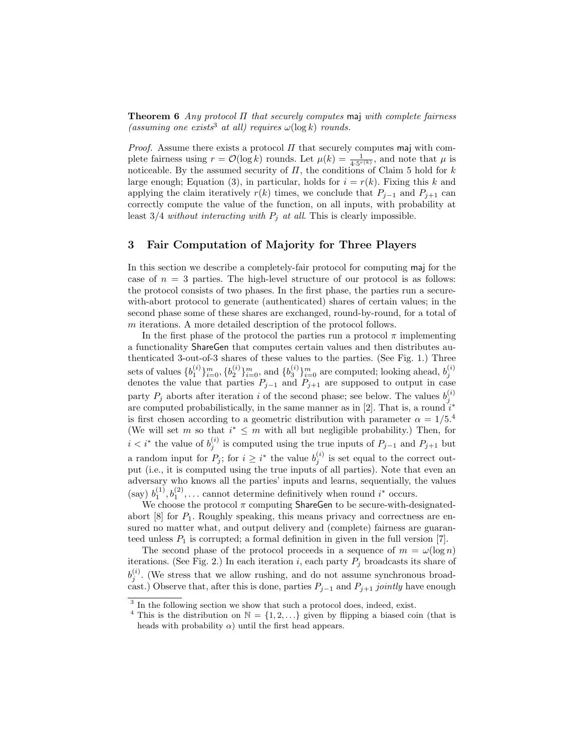**Theorem 6** *Any protocol $\Pi$ that securely computes* maj *with complete fairness (assuming one exists*[3] *at all) requires $\omega(\log k)$ rounds.*

*Proof.* Assume there exists a protocol $\Pi$ that securely computes maj with complete fairness using $r = \mathcal{O}(\log k)$ rounds. Let $\mu(k) = \frac{1}{4 \cdot 5^{r(k)}}$, and note that $\mu$ is noticeable. By the assumed security of $\Pi$, the conditions of Claim 5 hold for $k$ large enough; Equation (3), in particular, holds for $i = r(k)$. Fixing this $k$ and applying the claim iteratively $r(k)$ times, we conclude that $P_{j-1}$ and $P_{j+1}$ can correctly compute the value of the function, on all inputs, with probability at least 3/4 *without interacting with $P_j$ at all*. This is clearly impossible.

## 3 Fair Computation of Majority for Three Players

In this section we describe a completely-fair protocol for computing maj for the case of $n = 3$ parties. The high-level structure of our protocol is as follows: the protocol consists of two phases. In the first phase, the parties run a secure-with-abort protocol to generate (authenticated) shares of certain values; in the second phase some of these shares are exchanged, round-by-round, for a total of $m$ iterations. A more detailed description of the protocol follows.

In the first phase of the protocol the parties run a protocol $\pi$ implementing a functionality ShareGen that computes certain values and then distributes authenticated 3-out-of-3 shares of these values to the parties. (See Fig. 1.) Three sets of values $\{b_1^{(i)}\}_{i=0}^m$, $\{b_2^{(i)}\}_{i=0}^m$, and $\{b_3^{(i)}\}_{i=0}^m$ are computed; looking ahead, $b_j^{(i)}$ denotes the value that parties $P_{j-1}$ and $P_{j+1}$ are supposed to output in case party $P_j$ aborts after iteration $i$ of the second phase; see below. The values $b_j^{(i)}$ are computed probabilistically, in the same manner as in [2]. That is, a round $i^*$ is first chosen according to a geometric distribution with parameter $\alpha = 1/5$.[4] (We will set $m$ so that $i^* \leq m$ with all but negligible probability.) Then, for $i < i^*$ the value of $b_j^{(i)}$ is computed using the true inputs of $P_{j-1}$ and $P_{j+1}$ but a random input for $P_j$; for $i \geq i^*$ the value $b_j^{(i)}$ is set equal to the correct output (i.e., it is computed using the true inputs of all parties). Note that even an adversary who knows all the parties' inputs and learns, sequentially, the values (say) $b_1^{(1)}, b_1^{(2)}, \ldots$ cannot determine definitively when round $i^*$ occurs.

We choose the protocol $\pi$ computing ShareGen to be secure-with-designated-abort [8] for $P_1$. Roughly speaking, this means privacy and correctness are ensured no matter what, and output delivery and (complete) fairness are guaranteed unless $P_1$ is corrupted; a formal definition in given in the full version [7].

The second phase of the protocol proceeds in a sequence of $m = \omega(\log n)$ iterations. (See Fig. 2.) In each iteration $i$, each party $P_j$ broadcasts its share of $b_j^{(i)}$. (We stress that we allow rushing, and do not assume synchronous broadcast.) Observe that, after this is done, parties $P_{j-1}$ and $P_{j+1}$ *jointly* have enough

[3] In the following section we show that such a protocol does, indeed, exist.

[4] This is the distribution on $\mathbb{N} = \{1, 2, \ldots\}$ given by flipping a biased coin (that is heads with probability $\alpha$) until the first head appears.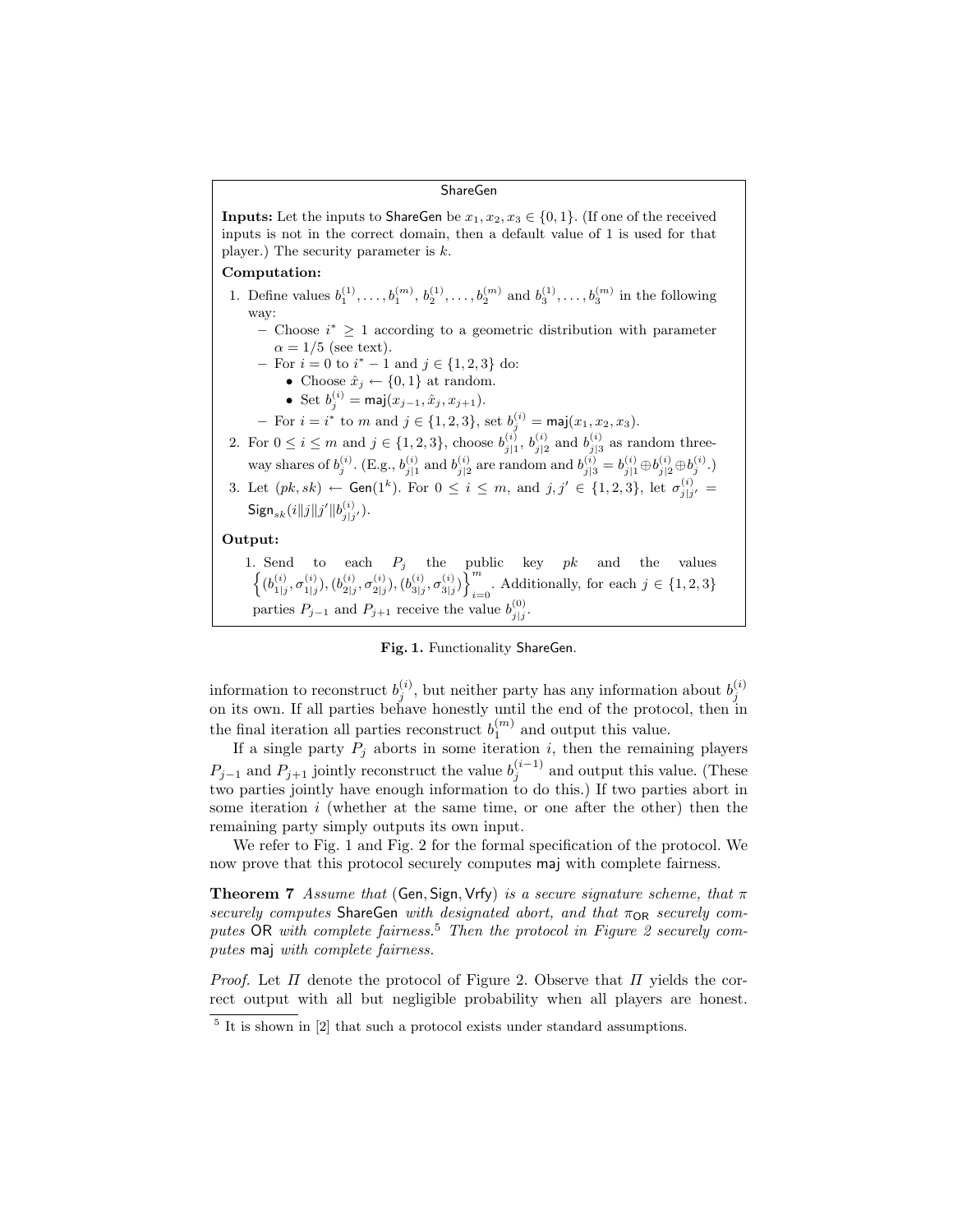**ShareGen**

**Inputs:** Let the inputs to ShareGen be $x_1, x_2, x_3 \in \{0,1\}$. (If one of the received inputs is not in the correct domain, then a default value of 1 is used for that player.) The security parameter is $k$.

**Computation:**

1. Define values $b_1^{(1)}, \ldots, b_1^{(m)}$, $b_2^{(1)}, \ldots, b_2^{(m)}$ and $b_3^{(1)}, \ldots, b_3^{(m)}$ in the following way:
   - Choose $i^* \geq 1$ according to a geometric distribution with parameter $\alpha = 1/5$ (see text).
   - For $i = 0$ to $i^* - 1$ and $j \in \{1, 2, 3\}$ do:
     - Choose $\hat{x}_j \leftarrow \{0, 1\}$ at random.
     - Set $b_j^{(i)} = \mathsf{maj}(x_{j-1}, \hat{x}_j, x_{j+1})$.
   - For $i = i^*$ to $m$ and $j \in \{1, 2, 3\}$, set $b_j^{(i)} = \mathsf{maj}(x_1, x_2, x_3)$.
2. For $0 \leq i \leq m$ and $j \in \{1, 2, 3\}$, choose $b_{j|1}^{(i)}$, $b_{j|2}^{(i)}$ and $b_{j|3}^{(i)}$ as random three-way shares of $b_j^{(i)}$. (E.g., $b_{j|1}^{(i)}$ and $b_{j|2}^{(i)}$ are random and $b_{j|3}^{(i)} = b_{j|1}^{(i)} \oplus b_{j|2}^{(i)} \oplus b_j^{(i)}$.)
3. Let $(pk, sk) \leftarrow \mathsf{Gen}(1^k)$. For $0 \leq i \leq m$, and $j, j' \in \{1, 2, 3\}$, let $\sigma_{j|j'}^{(i)} = \mathsf{Sign}_{sk}(i \| j \| j' \| b_{j|j'}^{(i)})$.

**Output:**

1. Send to each $P_j$ the public key $pk$ and the values $\left\{(b_{1|j}^{(i)}, \sigma_{1|j}^{(i)}), (b_{2|j}^{(i)}, \sigma_{2|j}^{(i)}), (b_{3|j}^{(i)}, \sigma_{3|j}^{(i)})\right\}_{i=0}^{m}$. Additionally, for each $j \in \{1, 2, 3\}$ parties $P_{j-1}$ and $P_{j+1}$ receive the value $b_{j|j}^{(0)}$.

**Fig. 1.** Functionality ShareGen.

information to reconstruct $b_j^{(i)}$, but neither party has any information about $b_j^{(i)}$ on its own. If all parties behave honestly until the end of the protocol, then in the final iteration all parties reconstruct $b_1^{(m)}$ and output this value.

If a single party $P_j$ aborts in some iteration $i$, then the remaining players $P_{j-1}$ and $P_{j+1}$ jointly reconstruct the value $b_j^{(i-1)}$ and output this value. (These two parties jointly have enough information to do this.) If two parties abort in some iteration $i$ (whether at the same time, or one after the other) then the remaining party simply outputs its own input.

We refer to Fig. 1 and Fig. 2 for the formal specification of the protocol. We now prove that this protocol securely computes maj with complete fairness.

**Theorem 7** *Assume that* (Gen, Sign, Vrfy) *is a secure signature scheme, that $\pi$ securely computes* ShareGen *with designated abort, and that $\pi_{\mathsf{OR}}$ securely computes* OR *with complete fairness.*[5] *Then the protocol in Figure 2 securely computes* maj *with complete fairness.*

*Proof.* Let $\Pi$ denote the protocol of Figure 2. Observe that $\Pi$ yields the correct output with all but negligible probability when all players are honest.

[5] It is shown in [2] that such a protocol exists under standard assumptions.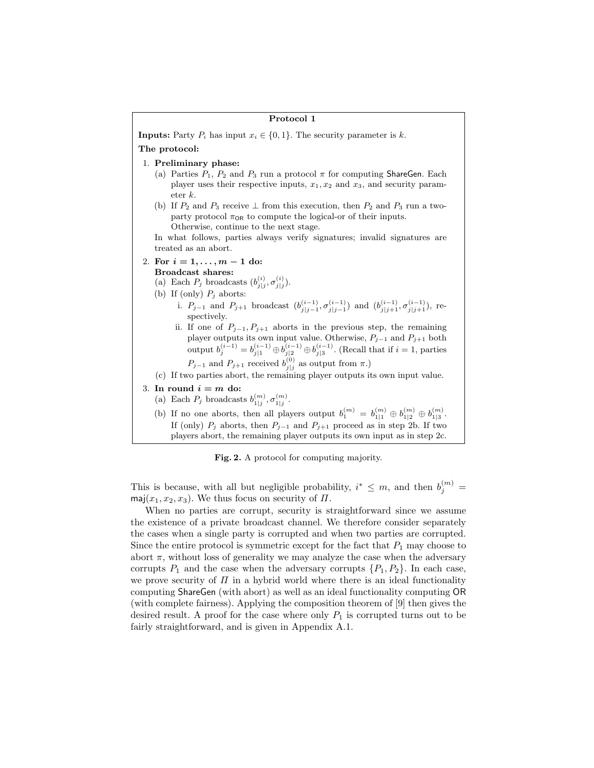**Protocol 1**

**Inputs:** Party $P_i$ has input $x_i \in \{0, 1\}$. The security parameter is $k$.

**The protocol:**

1. **Preliminary phase:**
   (a) Parties $P_1$, $P_2$ and $P_3$ run a protocol $\pi$ for computing $\mathsf{ShareGen}$. Each player uses their respective inputs, $x_1, x_2$ and $x_3$, and security parameter $k$.
   (b) If $P_2$ and $P_3$ receive $\perp$ from this execution, then $P_2$ and $P_3$ run a two-party protocol $\pi_{\mathsf{OR}}$ to compute the logical-or of their inputs.
   Otherwise, continue to the next stage.

   In what follows, parties always verify signatures; invalid signatures are treated as an abort.
2. **For $i = 1, \ldots, m-1$ do:**
   **Broadcast shares:**
   (a) Each $P_j$ broadcasts $(b_{j|j}^{(i)}, \sigma_{j|j}^{(i)})$.
   (b) If (only) $P_j$ aborts:
      i. $P_{j-1}$ and $P_{j+1}$ broadcast $(b_{j|j-1}^{(i-1)}, \sigma_{j|j-1}^{(i-1)})$ and $(b_{j|j+1}^{(i-1)}, \sigma_{j|j+1}^{(i-1)})$, respectively.
      ii. If one of $P_{j-1}, P_{j+1}$ aborts in the previous step, the remaining player outputs its own input value. Otherwise, $P_{j-1}$ and $P_{j+1}$ both output $b_j^{(i-1)} = b_{j|1}^{(i-1)} \oplus b_{j|2}^{(i-1)} \oplus b_{j|3}^{(i-1)}$. (Recall that if $i = 1$, parties $P_{j-1}$ and $P_{j+1}$ received $b_{j|j}^{(0)}$ as output from $\pi$.)

   (c) If two parties abort, the remaining player outputs its own input value.
3. **In round $i = m$ do:**
   (a) Each $P_j$ broadcasts $b_{1|j}^{(m)}, \sigma_{1|j}^{(m)}$.
   (b) If no one aborts, then all players output $b_1^{(m)} = b_{1|1}^{(m)} \oplus b_{1|2}^{(m)} \oplus b_{1|3}^{(m)}$. If (only) $P_j$ aborts, then $P_{j-1}$ and $P_{j+1}$ proceed as in step 2b. If two players abort, the remaining player outputs its own input as in step 2c.

**Fig. 2.** A protocol for computing majority.

This is because, with all but negligible probability, $i^* \leq m$, and then $b_j^{(m)} = \mathsf{maj}(x_1, x_2, x_3)$. We thus focus on security of $\Pi$.

When no parties are corrupt, security is straightforward since we assume the existence of a private broadcast channel. We therefore consider separately the cases when a single party is corrupted and when two parties are corrupted. Since the entire protocol is symmetric except for the fact that $P_1$ may choose to abort $\pi$, without loss of generality we may analyze the case when the adversary corrupts $P_1$ and the case when the adversary corrupts $\{P_1, P_2\}$. In each case, we prove security of $\Pi$ in a hybrid world where there is an ideal functionality computing $\mathsf{ShareGen}$ (with abort) as well as an ideal functionality computing $\mathsf{OR}$ (with complete fairness). Applying the composition theorem of [9] then gives the desired result. A proof for the case where only $P_1$ is corrupted turns out to be fairly straightforward, and is given in Appendix A.1.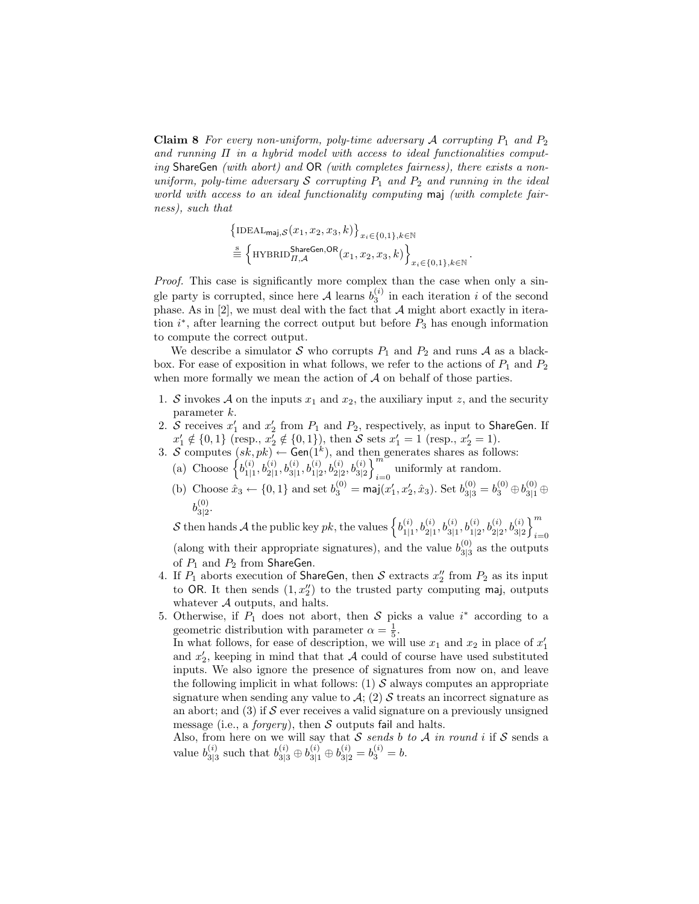**Claim 8** *For every non-uniform, poly-time adversary $\mathcal{A}$ corrupting $P_1$ and $P_2$ and running $\Pi$ in a hybrid model with access to ideal functionalities computing* ShareGen *(with abort) and* OR *(with completes fairness), there exists a non-uniform, poly-time adversary $\mathcal{S}$ corrupting $P_1$ and $P_2$ and running in the ideal world with access to an ideal functionality computing* maj *(with complete fairness), such that*

$$\left\{\text{IDEAL}_{\mathsf{maj},\mathcal{S}}(x_1, x_2, x_3, k)\right\}_{x_i \in \{0,1\}, k \in \mathbb{N}} \stackrel{\text{s}}{\equiv} \left\{\text{HYBRID}^{\mathsf{ShareGen},\mathsf{OR}}_{\Pi,\mathcal{A}}(x_1, x_2, x_3, k)\right\}_{x_i \in \{0,1\}, k \in \mathbb{N}}.$$

*Proof.* This case is significantly more complex than the case when only a single party is corrupted, since here $\mathcal{A}$ learns $b_3^{(i)}$ in each iteration $i$ of the second phase. As in [2], we must deal with the fact that $\mathcal{A}$ might abort exactly in iteration $i^*$, after learning the correct output but before $P_3$ has enough information to compute the correct output.

We describe a simulator $\mathcal{S}$ who corrupts $P_1$ and $P_2$ and runs $\mathcal{A}$ as a black-box. For ease of exposition in what follows, we refer to the actions of $P_1$ and $P_2$ when more formally we mean the action of $\mathcal{A}$ on behalf of those parties.

1. $\mathcal{S}$ invokes $\mathcal{A}$ on the inputs $x_1$ and $x_2$, the auxiliary input $z$, and the security parameter $k$.
2. $\mathcal{S}$ receives $x'_1$ and $x'_2$ from $P_1$ and $P_2$, respectively, as input to ShareGen. If $x'_1 \notin \{0,1\}$ (resp., $x'_2 \notin \{0,1\}$), then $\mathcal{S}$ sets $x'_1 = 1$ (resp., $x'_2 = 1$).
3. $\mathcal{S}$ computes $(sk, pk) \leftarrow \mathsf{Gen}(1^k)$, and then generates shares as follows:
   (a) Choose $\left\{b_{1|1}^{(i)}, b_{2|1}^{(i)}, b_{3|1}^{(i)}, b_{1|2}^{(i)}, b_{2|2}^{(i)}, b_{3|2}^{(i)}\right\}_{i=0}^{m}$ uniformly at random.
   (b) Choose $\hat{x}_3 \leftarrow \{0,1\}$ and set $b_3^{(0)} = \mathsf{maj}(x'_1, x'_2, \hat{x}_3)$. Set $b_{3|3}^{(0)} = b_3^{(0)} \oplus b_{3|1}^{(0)} \oplus b_{3|2}^{(0)}$.

   $\mathcal{S}$ then hands $\mathcal{A}$ the public key $pk$, the values $\left\{b_{1|1}^{(i)}, b_{2|1}^{(i)}, b_{3|1}^{(i)}, b_{1|2}^{(i)}, b_{2|2}^{(i)}, b_{3|2}^{(i)}\right\}_{i=0}^{m}$ (along with their appropriate signatures), and the value $b_{3|3}^{(0)}$ as the outputs of $P_1$ and $P_2$ from ShareGen.
4. If $P_1$ aborts execution of ShareGen, then $\mathcal{S}$ extracts $x''_2$ from $P_2$ as its input to OR. It then sends $(1, x''_2)$ to the trusted party computing maj, outputs whatever $\mathcal{A}$ outputs, and halts.
5. Otherwise, if $P_1$ does not abort, then $\mathcal{S}$ picks a value $i^*$ according to a geometric distribution with parameter $\alpha = \frac{1}{5}$.
   In what follows, for ease of description, we will use $x_1$ and $x_2$ in place of $x'_1$ and $x'_2$, keeping in mind that that $\mathcal{A}$ could of course have used substituted inputs. We also ignore the presence of signatures from now on, and leave the following implicit in what follows: (1) $\mathcal{S}$ always computes an appropriate signature when sending any value to $\mathcal{A}$; (2) $\mathcal{S}$ treats an incorrect signature as an abort; and (3) if $\mathcal{S}$ ever receives a valid signature on a previously unsigned message (i.e., a *forgery*), then $\mathcal{S}$ outputs fail and halts.
   Also, from here on we will say that *$\mathcal{S}$ sends $b$ to $\mathcal{A}$ in round $i$* if $\mathcal{S}$ sends a value $b_{3|3}^{(i)}$ such that $b_{3|3}^{(i)} \oplus b_{3|1}^{(i)} \oplus b_{3|2}^{(i)} = b_3^{(i)} = b$.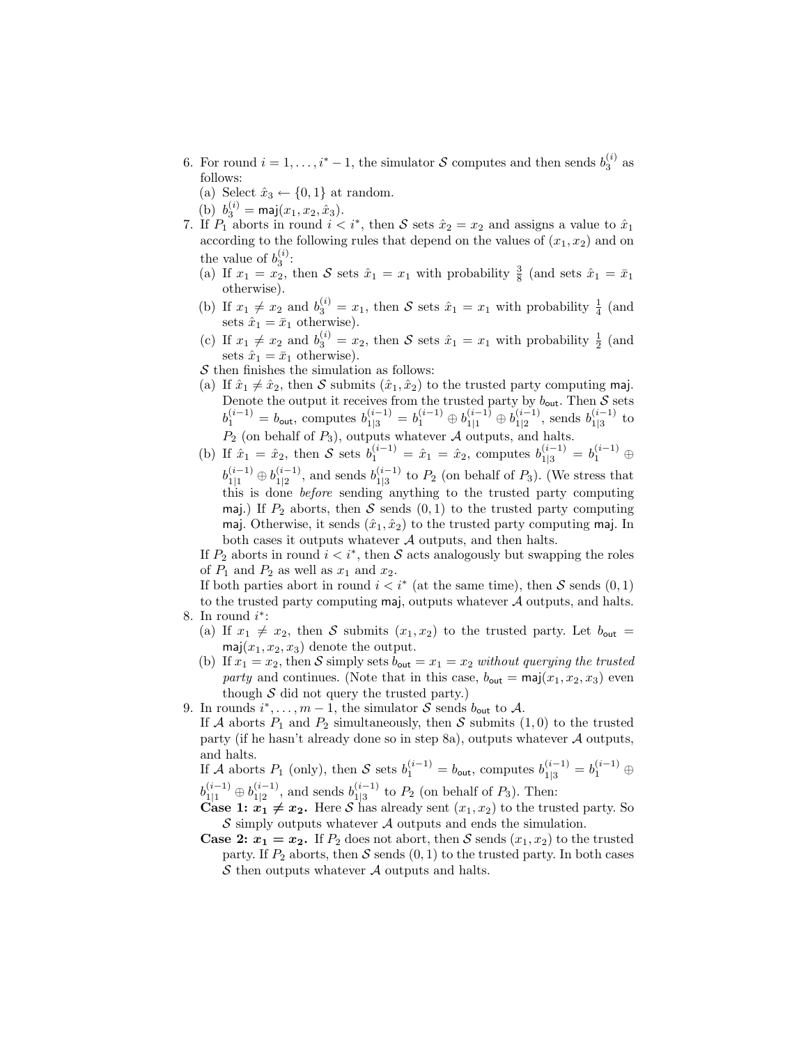6. For round $i = 1, \ldots, i^* - 1$, the simulator $\mathcal{S}$ computes and then sends $b_3^{(i)}$ as follows:
   (a) Select $\hat{x}_3 \leftarrow \{0, 1\}$ at random.
   (b) $b_3^{(i)} = \mathsf{maj}(x_1, x_2, \hat{x}_3)$.
7. If $P_1$ aborts in round $i < i^*$, then $\mathcal{S}$ sets $\hat{x}_2 = x_2$ and assigns a value to $\hat{x}_1$ according to the following rules that depend on the values of $(x_1, x_2)$ and on the value of $b_3^{(i)}$:
   (a) If $x_1 = x_2$, then $\mathcal{S}$ sets $\hat{x}_1 = x_1$ with probability $\frac{3}{8}$ (and sets $\hat{x}_1 = \bar{x}_1$ otherwise).
   (b) If $x_1 \neq x_2$ and $b_3^{(i)} = x_1$, then $\mathcal{S}$ sets $\hat{x}_1 = x_1$ with probability $\frac{1}{4}$ (and sets $\hat{x}_1 = \bar{x}_1$ otherwise).
   (c) If $x_1 \neq x_2$ and $b_3^{(i)} = x_2$, then $\mathcal{S}$ sets $\hat{x}_1 = x_1$ with probability $\frac{1}{2}$ (and sets $\hat{x}_1 = \bar{x}_1$ otherwise).

   $\mathcal{S}$ then finishes the simulation as follows:
   (a) If $\hat{x}_1 \neq \hat{x}_2$, then $\mathcal{S}$ submits $(\hat{x}_1, \hat{x}_2)$ to the trusted party computing $\mathsf{maj}$. Denote the output it receives from the trusted party by $b_{\mathsf{out}}$. Then $\mathcal{S}$ sets $b_1^{(i-1)} = b_{\mathsf{out}}$, computes $b_{1|3}^{(i-1)} = b_1^{(i-1)} \oplus b_{1|1}^{(i-1)} \oplus b_{1|2}^{(i-1)}$, sends $b_{1|3}^{(i-1)}$ to $P_2$ (on behalf of $P_3$), outputs whatever $\mathcal{A}$ outputs, and halts.
   (b) If $\hat{x}_1 = \hat{x}_2$, then $\mathcal{S}$ sets $b_1^{(i-1)} = \hat{x}_1 = \hat{x}_2$, computes $b_{1|3}^{(i-1)} = b_1^{(i-1)} \oplus b_{1|1}^{(i-1)} \oplus b_{1|2}^{(i-1)}$, and sends $b_{1|3}^{(i-1)}$ to $P_2$ (on behalf of $P_3$). (We stress that this is done *before* sending anything to the trusted party computing $\mathsf{maj}$.) If $P_2$ aborts, then $\mathcal{S}$ sends $(0, 1)$ to the trusted party computing $\mathsf{maj}$. Otherwise, it sends $(\hat{x}_1, \hat{x}_2)$ to the trusted party computing $\mathsf{maj}$. In both cases it outputs whatever $\mathcal{A}$ outputs, and then halts.

   If $P_2$ aborts in round $i < i^*$, then $\mathcal{S}$ acts analogously but swapping the roles of $P_1$ and $P_2$ as well as $x_1$ and $x_2$.

   If both parties abort in round $i < i^*$ (at the same time), then $\mathcal{S}$ sends $(0, 1)$ to the trusted party computing $\mathsf{maj}$, outputs whatever $\mathcal{A}$ outputs, and halts.
8. In round $i^*$:
   (a) If $x_1 \neq x_2$, then $\mathcal{S}$ submits $(x_1, x_2)$ to the trusted party. Let $b_{\mathsf{out}} = \mathsf{maj}(x_1, x_2, x_3)$ denote the output.
   (b) If $x_1 = x_2$, then $\mathcal{S}$ simply sets $b_{\mathsf{out}} = x_1 = x_2$ *without querying the trusted party* and continues. (Note that in this case, $b_{\mathsf{out}} = \mathsf{maj}(x_1, x_2, x_3)$ even though $\mathcal{S}$ did not query the trusted party.)
9. In rounds $i^*, \ldots, m - 1$, the simulator $\mathcal{S}$ sends $b_{\mathsf{out}}$ to $\mathcal{A}$.

   If $\mathcal{A}$ aborts $P_1$ and $P_2$ simultaneously, then $\mathcal{S}$ submits $(1, 0)$ to the trusted party (if he hasn't already done so in step 8a), outputs whatever $\mathcal{A}$ outputs, and halts.

   If $\mathcal{A}$ aborts $P_1$ (only), then $\mathcal{S}$ sets $b_1^{(i-1)} = b_{\mathsf{out}}$, computes $b_{1|3}^{(i-1)} = b_1^{(i-1)} \oplus b_{1|1}^{(i-1)} \oplus b_{1|2}^{(i-1)}$, and sends $b_{1|3}^{(i-1)}$ to $P_2$ (on behalf of $P_3$). Then:

   **Case 1: $x_1 \neq x_2$.** Here $\mathcal{S}$ has already sent $(x_1, x_2)$ to the trusted party. So $\mathcal{S}$ simply outputs whatever $\mathcal{A}$ outputs and ends the simulation.

   **Case 2: $x_1 = x_2$.** If $P_2$ does not abort, then $\mathcal{S}$ sends $(x_1, x_2)$ to the trusted party. If $P_2$ aborts, then $\mathcal{S}$ sends $(0, 1)$ to the trusted party. In both cases $\mathcal{S}$ then outputs whatever $\mathcal{A}$ outputs and halts.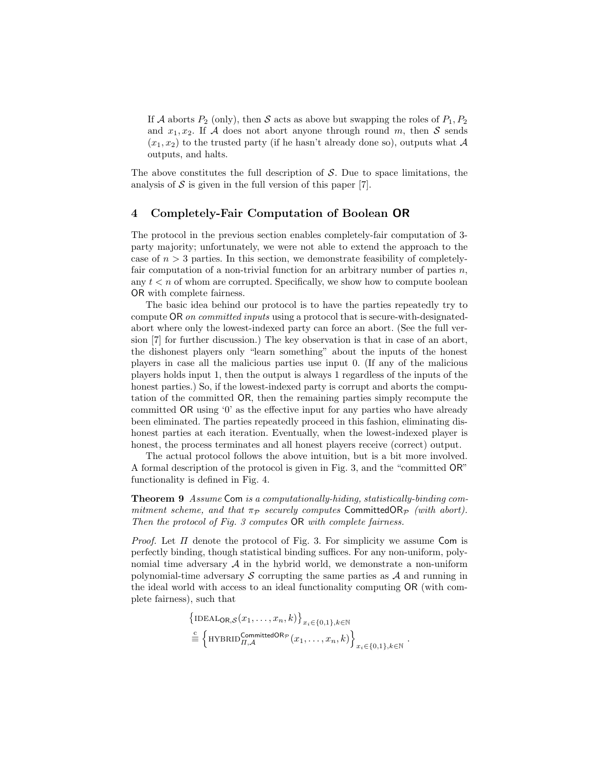If $\mathcal{A}$ aborts $P_2$ (only), then $\mathcal{S}$ acts as above but swapping the roles of $P_1, P_2$ and $x_1, x_2$. If $\mathcal{A}$ does not abort anyone through round $m$, then $\mathcal{S}$ sends $(x_1, x_2)$ to the trusted party (if he hasn't already done so), outputs what $\mathcal{A}$ outputs, and halts.

The above constitutes the full description of $\mathcal{S}$. Due to space limitations, the analysis of $\mathcal{S}$ is given in the full version of this paper [7].

## 4 Completely-Fair Computation of Boolean OR

The protocol in the previous section enables completely-fair computation of 3-party majority; unfortunately, we were not able to extend the approach to the case of $n > 3$ parties. In this section, we demonstrate feasibility of completely-fair computation of a non-trivial function for an arbitrary number of parties $n$, any $t < n$ of whom are corrupted. Specifically, we show how to compute boolean OR with complete fairness.

The basic idea behind our protocol is to have the parties repeatedly try to compute OR *on committed inputs* using a protocol that is secure-with-designated-abort where only the lowest-indexed party can force an abort. (See the full version [7] for further discussion.) The key observation is that in case of an abort, the dishonest players only "learn something" about the inputs of the honest players in case all the malicious parties use input 0. (If any of the malicious players holds input 1, then the output is always 1 regardless of the inputs of the honest parties.) So, if the lowest-indexed party is corrupt and aborts the computation of the committed OR, then the remaining parties simply recompute the committed OR using '0' as the effective input for any parties who have already been eliminated. The parties repeatedly proceed in this fashion, eliminating dishonest parties at each iteration. Eventually, when the lowest-indexed player is honest, the process terminates and all honest players receive (correct) output.

The actual protocol follows the above intuition, but is a bit more involved. A formal description of the protocol is given in Fig. 3, and the "committed OR" functionality is defined in Fig. 4.

**Theorem 9** *Assume* Com *is a computationally-hiding, statistically-binding commitment scheme, and that $\pi_{\mathcal{P}}$ securely computes* $\mathsf{CommittedOR}_{\mathcal{P}}$ *(with abort). Then the protocol of Fig. 3 computes* OR *with complete fairness.*

*Proof.* Let $\Pi$ denote the protocol of Fig. 3. For simplicity we assume Com is perfectly binding, though statistical binding suffices. For any non-uniform, polynomial time adversary $\mathcal{A}$ in the hybrid world, we demonstrate a non-uniform polynomial-time adversary $\mathcal{S}$ corrupting the same parties as $\mathcal{A}$ and running in the ideal world with access to an ideal functionality computing OR (with complete fairness), such that

$$\left\{\text{IDEAL}_{\mathsf{OR},\mathcal{S}}(x_1,\ldots,x_n,k)\right\}_{x_i\in\{0,1\},k\in\mathbb{N}} \stackrel{\text{c}}{\equiv} \left\{\text{HYBRID}_{\Pi,\mathcal{A}}^{\mathsf{CommittedOR}_{\mathcal{P}}}(x_1,\ldots,x_n,k)\right\}_{x_i\in\{0,1\},k\in\mathbb{N}}.$$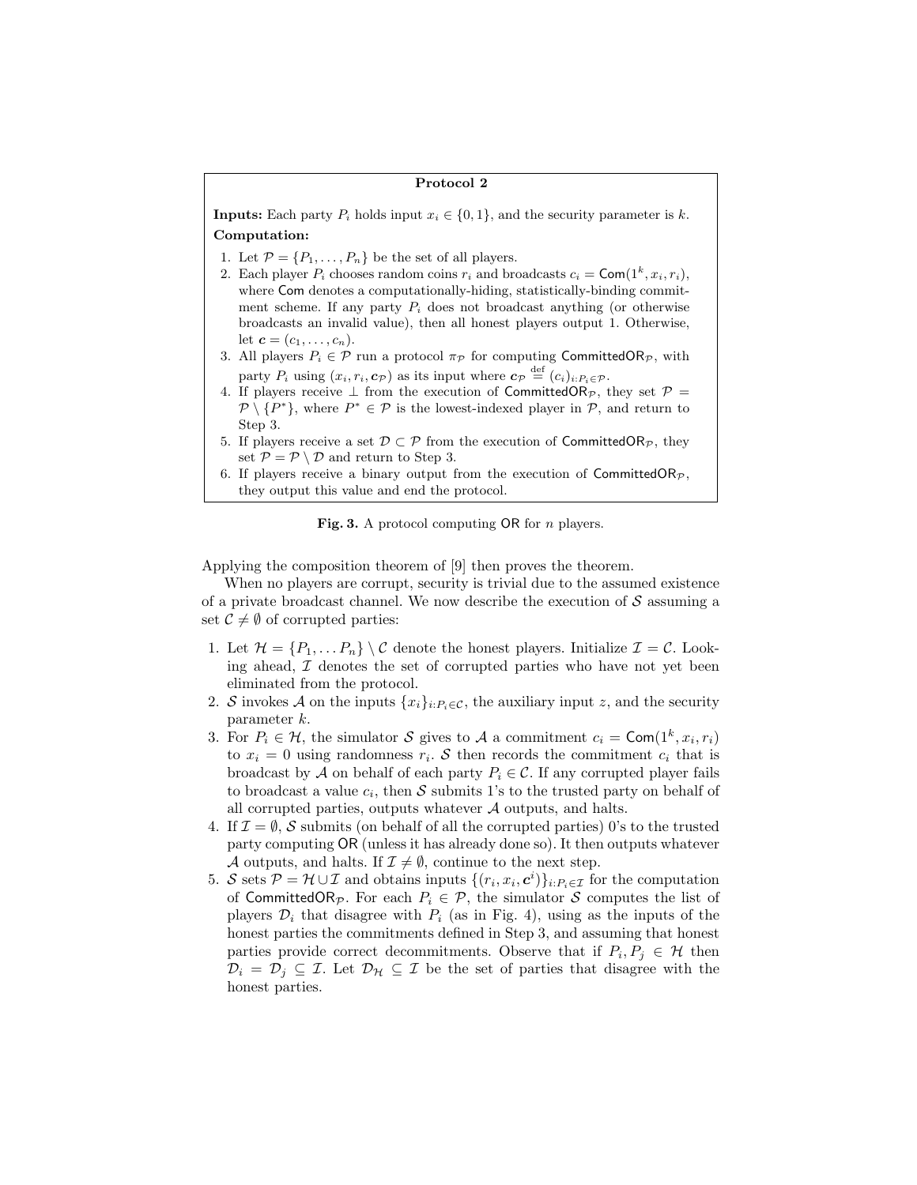**Protocol 2**

**Inputs:** Each party $P_i$ holds input $x_i \in \{0,1\}$, and the security parameter is $k$.

**Computation:**

1. Let $\mathcal{P} = \{P_1, \ldots, P_n\}$ be the set of all players.
2. Each player $P_i$ chooses random coins $r_i$ and broadcasts $c_i = \mathsf{Com}(1^k, x_i, r_i)$, where $\mathsf{Com}$ denotes a computationally-hiding, statistically-binding commitment scheme. If any party $P_i$ does not broadcast anything (or otherwise broadcasts an invalid value), then all honest players output 1. Otherwise, let $\boldsymbol{c} = (c_1, \ldots, c_n)$.
3. All players $P_i \in \mathcal{P}$ run a protocol $\pi_{\mathcal{P}}$ for computing $\mathsf{CommittedOR}_{\mathcal{P}}$, with party $P_i$ using $(x_i, r_i, \boldsymbol{c}_{\mathcal{P}})$ as its input where $\boldsymbol{c}_{\mathcal{P}} \stackrel{\text{def}}{=} (c_i)_{i:P_i \in \mathcal{P}}$.
4. If players receive $\perp$ from the execution of $\mathsf{CommittedOR}_{\mathcal{P}}$, they set $\mathcal{P} = \mathcal{P} \setminus \{P^*\}$, where $P^* \in \mathcal{P}$ is the lowest-indexed player in $\mathcal{P}$, and return to Step 3.
5. If players receive a set $\mathcal{D} \subset \mathcal{P}$ from the execution of $\mathsf{CommittedOR}_{\mathcal{P}}$, they set $\mathcal{P} = \mathcal{P} \setminus \mathcal{D}$ and return to Step 3.
6. If players receive a binary output from the execution of $\mathsf{CommittedOR}_{\mathcal{P}}$, they output this value and end the protocol.

**Fig. 3.** A protocol computing $\mathsf{OR}$ for $n$ players.

Applying the composition theorem of [9] then proves the theorem.

When no players are corrupt, security is trivial due to the assumed existence of a private broadcast channel. We now describe the execution of $\mathcal{S}$ assuming a set $\mathcal{C} \neq \emptyset$ of corrupted parties:

1. Let $\mathcal{H} = \{P_1, \ldots P_n\} \setminus \mathcal{C}$ denote the honest players. Initialize $\mathcal{I} = \mathcal{C}$. Looking ahead, $\mathcal{I}$ denotes the set of corrupted parties who have not yet been eliminated from the protocol.
2. $\mathcal{S}$ invokes $\mathcal{A}$ on the inputs $\{x_i\}_{i:P_i \in \mathcal{C}}$, the auxiliary input $z$, and the security parameter $k$.
3. For $P_i \in \mathcal{H}$, the simulator $\mathcal{S}$ gives to $\mathcal{A}$ a commitment $c_i = \mathsf{Com}(1^k, x_i, r_i)$ to $x_i = 0$ using randomness $r_i$. $\mathcal{S}$ then records the commitment $c_i$ that is broadcast by $\mathcal{A}$ on behalf of each party $P_i \in \mathcal{C}$. If any corrupted player fails to broadcast a value $c_i$, then $\mathcal{S}$ submits 1's to the trusted party on behalf of all corrupted parties, outputs whatever $\mathcal{A}$ outputs, and halts.
4. If $\mathcal{I} = \emptyset$, $\mathcal{S}$ submits (on behalf of all the corrupted parties) 0's to the trusted party computing $\mathsf{OR}$ (unless it has already done so). It then outputs whatever $\mathcal{A}$ outputs, and halts. If $\mathcal{I} \neq \emptyset$, continue to the next step.
5. $\mathcal{S}$ sets $\mathcal{P} = \mathcal{H} \cup \mathcal{I}$ and obtains inputs $\{(r_i, x_i, \boldsymbol{c}^i)\}_{i:P_i \in \mathcal{I}}$ for the computation of $\mathsf{CommittedOR}_{\mathcal{P}}$. For each $P_i \in \mathcal{P}$, the simulator $\mathcal{S}$ computes the list of players $\mathcal{D}_i$ that disagree with $P_i$ (as in Fig. 4), using as the inputs of the honest parties the commitments defined in Step 3, and assuming that honest parties provide correct decommitments. Observe that if $P_i, P_j \in \mathcal{H}$ then $\mathcal{D}_i = \mathcal{D}_j \subseteq \mathcal{I}$. Let $\mathcal{D}_{\mathcal{H}} \subseteq \mathcal{I}$ be the set of parties that disagree with the honest parties.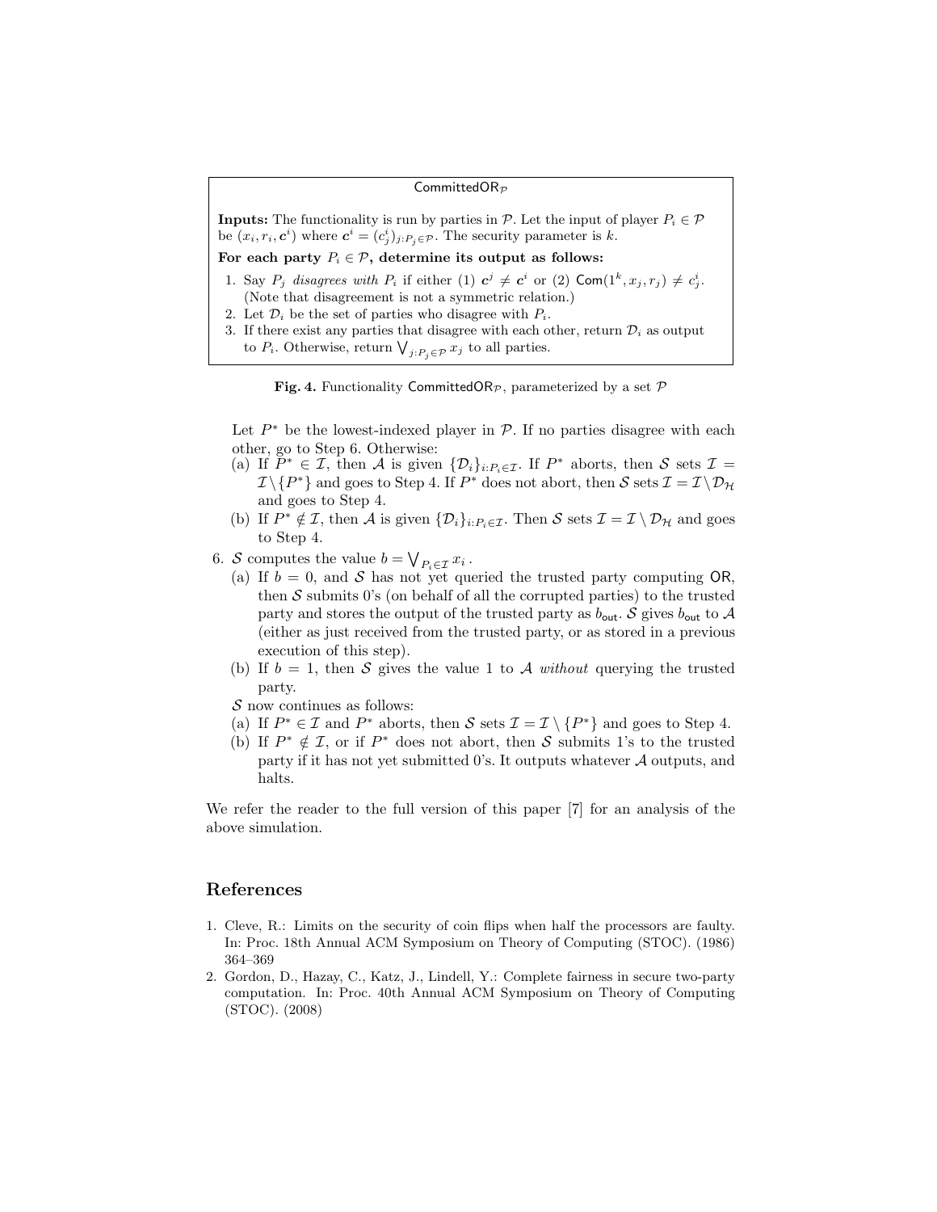**CommittedOR$_{\mathcal{P}}$**

**Inputs:** The functionality is run by parties in $\mathcal{P}$. Let the input of player $P_i \in \mathcal{P}$ be $(x_i, r_i, \boldsymbol{c}^i)$ where $\boldsymbol{c}^i = (c^i_j)_{j:P_j \in \mathcal{P}}$. The security parameter is $k$.

**For each party $P_i \in \mathcal{P}$, determine its output as follows:**

1. Say $P_j$ *disagrees with* $P_i$ if either (1) $\boldsymbol{c}^j \neq \boldsymbol{c}^i$ or (2) $\mathsf{Com}(1^k, x_j, r_j) \neq c^i_j$. (Note that disagreement is not a symmetric relation.)
2. Let $\mathcal{D}_i$ be the set of parties who disagree with $P_i$.
3. If there exist any parties that disagree with each other, return $\mathcal{D}_i$ as output to $P_i$. Otherwise, return $\bigvee_{j:P_j \in \mathcal{P}} x_j$ to all parties.

**Fig. 4.** Functionality CommittedOR$_{\mathcal{P}}$, parameterized by a set $\mathcal{P}$

Let $P^*$ be the lowest-indexed player in $\mathcal{P}$. If no parties disagree with each other, go to Step 6. Otherwise:

(a) If $P^* \in \mathcal{I}$, then $\mathcal{A}$ is given $\{\mathcal{D}_i\}_{i:P_i \in \mathcal{I}}$. If $P^*$ aborts, then $\mathcal{S}$ sets $\mathcal{I} = \mathcal{I} \setminus \{P^*\}$ and goes to Step 4. If $P^*$ does not abort, then $\mathcal{S}$ sets $\mathcal{I} = \mathcal{I} \setminus \mathcal{D}_{\mathcal{H}}$ and goes to Step 4.

(b) If $P^* \notin \mathcal{I}$, then $\mathcal{A}$ is given $\{\mathcal{D}_i\}_{i:P_i \in \mathcal{I}}$. Then $\mathcal{S}$ sets $\mathcal{I} = \mathcal{I} \setminus \mathcal{D}_{\mathcal{H}}$ and goes to Step 4.

6. $\mathcal{S}$ computes the value $b = \bigvee_{P_i \in \mathcal{I}} x_i$.
   (a) If $b = 0$, and $\mathcal{S}$ has not yet queried the trusted party computing OR, then $\mathcal{S}$ submits 0's (on behalf of all the corrupted parties) to the trusted party and stores the output of the trusted party as $b_{\mathsf{out}}$. $\mathcal{S}$ gives $b_{\mathsf{out}}$ to $\mathcal{A}$ (either as just received from the trusted party, or as stored in a previous execution of this step).
   (b) If $b = 1$, then $\mathcal{S}$ gives the value 1 to $\mathcal{A}$ *without* querying the trusted party.

   $\mathcal{S}$ now continues as follows:
   (a) If $P^* \in \mathcal{I}$ and $P^*$ aborts, then $\mathcal{S}$ sets $\mathcal{I} = \mathcal{I} \setminus \{P^*\}$ and goes to Step 4.
   (b) If $P^* \notin \mathcal{I}$, or if $P^*$ does not abort, then $\mathcal{S}$ submits 1's to the trusted party if it has not yet submitted 0's. It outputs whatever $\mathcal{A}$ outputs, and halts.

We refer the reader to the full version of this paper [7] for an analysis of the above simulation.

## References

1. Cleve, R.: Limits on the security of coin flips when half the processors are faulty. In: Proc. 18th Annual ACM Symposium on Theory of Computing (STOC). (1986) 364–369
2. Gordon, D., Hazay, C., Katz, J., Lindell, Y.: Complete fairness in secure two-party computation. In: Proc. 40th Annual ACM Symposium on Theory of Computing (STOC). (2008)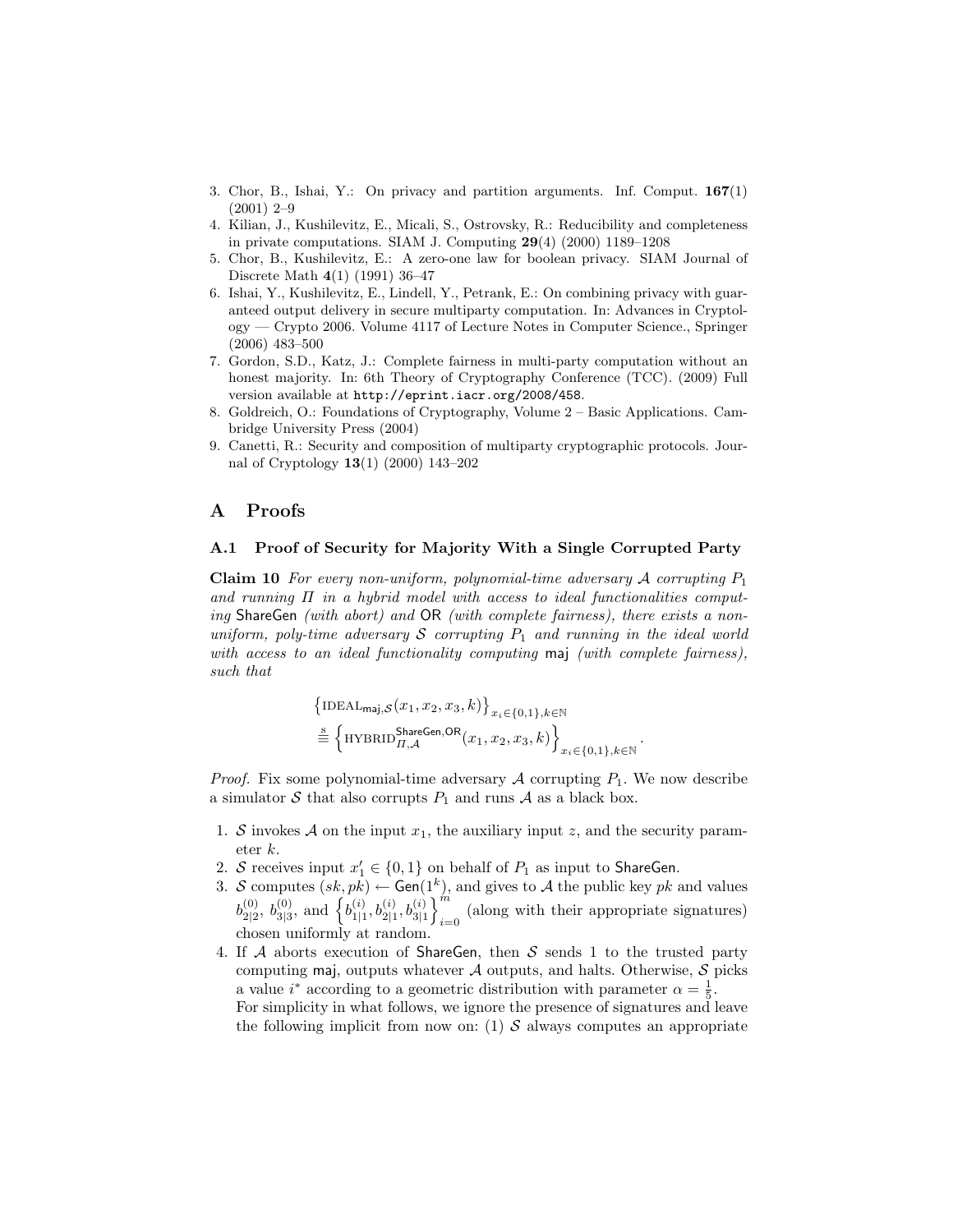3. Chor, B., Ishai, Y.: On privacy and partition arguments. Inf. Comput. **167**(1) (2001) 2–9
4. Kilian, J., Kushilevitz, E., Micali, S., Ostrovsky, R.: Reducibility and completeness in private computations. SIAM J. Computing **29**(4) (2000) 1189–1208
5. Chor, B., Kushilevitz, E.: A zero-one law for boolean privacy. SIAM Journal of Discrete Math **4**(1) (1991) 36–47
6. Ishai, Y., Kushilevitz, E., Lindell, Y., Petrank, E.: On combining privacy with guaranteed output delivery in secure multiparty computation. In: Advances in Cryptology — Crypto 2006. Volume 4117 of Lecture Notes in Computer Science., Springer (2006) 483–500
7. Gordon, S.D., Katz, J.: Complete fairness in multi-party computation without an honest majority. In: 6th Theory of Cryptography Conference (TCC). (2009) Full version available at `http://eprint.iacr.org/2008/458`.
8. Goldreich, O.: Foundations of Cryptography, Volume 2 – Basic Applications. Cambridge University Press (2004)
9. Canetti, R.: Security and composition of multiparty cryptographic protocols. Journal of Cryptology **13**(1) (2000) 143–202

## A Proofs

### A.1 Proof of Security for Majority With a Single Corrupted Party

**Claim 10** *For every non-uniform, polynomial-time adversary $\mathcal{A}$ corrupting $P_1$ and running $\Pi$ in a hybrid model with access to ideal functionalities computing* ShareGen *(with abort) and* OR *(with complete fairness), there exists a non-uniform, poly-time adversary $\mathcal{S}$ corrupting $P_1$ and running in the ideal world with access to an ideal functionality computing* maj *(with complete fairness), such that*

$$\left\{\text{IDEAL}_{\mathsf{maj},\mathcal{S}}(x_1,x_2,x_3,k)\right\}_{x_i\in\{0,1\},k\in\mathbb{N}} \stackrel{s}{\equiv} \left\{\text{HYBRID}^{\mathsf{ShareGen},\mathsf{OR}}_{\Pi,\mathcal{A}}(x_1,x_2,x_3,k)\right\}_{x_i\in\{0,1\},k\in\mathbb{N}}.$$

*Proof.* Fix some polynomial-time adversary $\mathcal{A}$ corrupting $P_1$. We now describe a simulator $\mathcal{S}$ that also corrupts $P_1$ and runs $\mathcal{A}$ as a black box.

1. $\mathcal{S}$ invokes $\mathcal{A}$ on the input $x_1$, the auxiliary input $z$, and the security parameter $k$.
2. $\mathcal{S}$ receives input $x_1' \in \{0,1\}$ on behalf of $P_1$ as input to ShareGen.
3. $\mathcal{S}$ computes $(sk, pk) \leftarrow \mathsf{Gen}(1^k)$, and gives to $\mathcal{A}$ the public key $pk$ and values $b^{(0)}_{2|2}$, $b^{(0)}_{3|3}$, and $\left\{b^{(i)}_{1|1}, b^{(i)}_{2|1}, b^{(i)}_{3|1}\right\}_{i=0}^{m}$ (along with their appropriate signatures) chosen uniformly at random.
4. If $\mathcal{A}$ aborts execution of ShareGen, then $\mathcal{S}$ sends 1 to the trusted party computing maj, outputs whatever $\mathcal{A}$ outputs, and halts. Otherwise, $\mathcal{S}$ picks a value $i^*$ according to a geometric distribution with parameter $\alpha = \frac{1}{5}$.
   For simplicity in what follows, we ignore the presence of signatures and leave the following implicit from now on: (1) $\mathcal{S}$ always computes an appropriate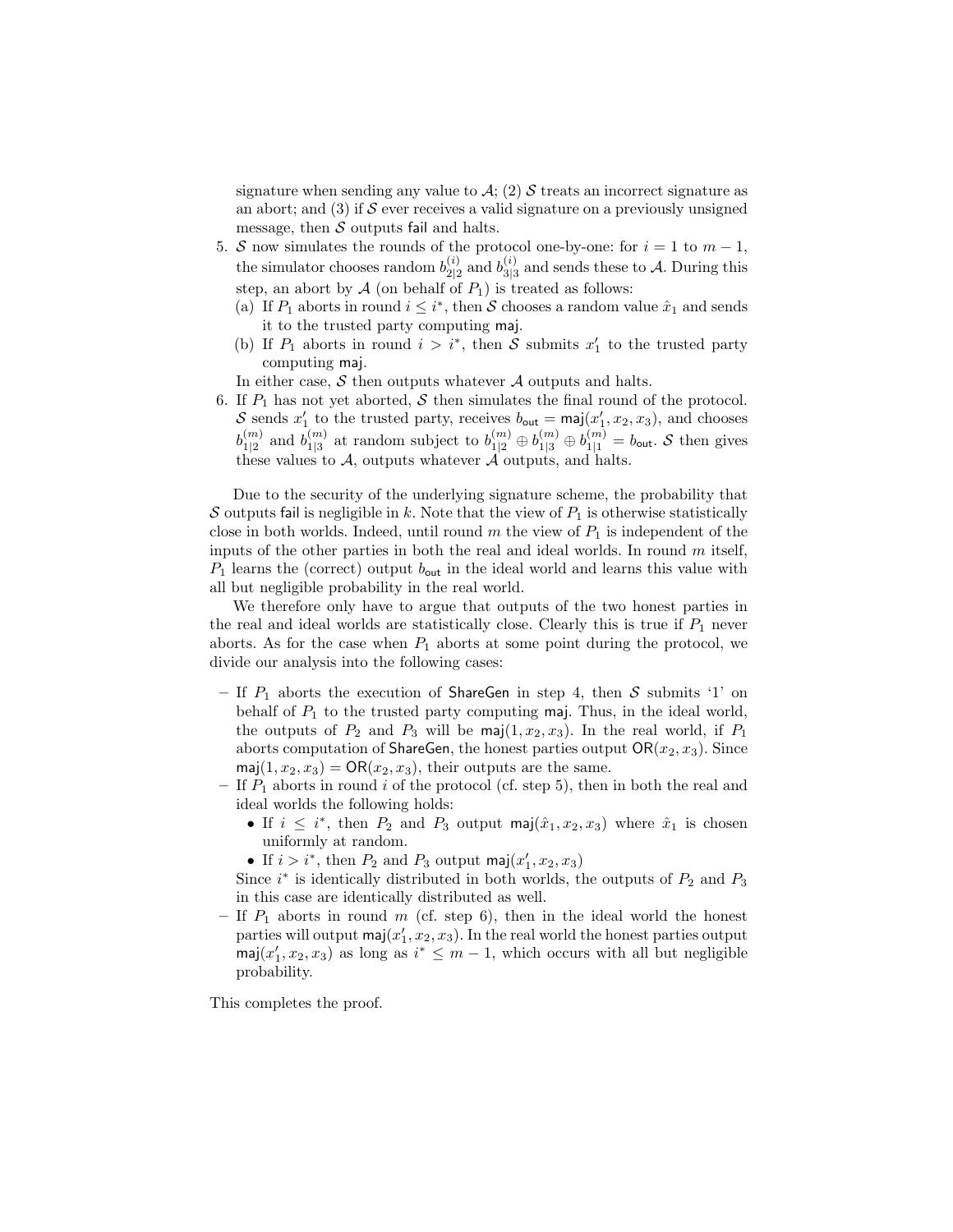signature when sending any value to $\mathcal{A}$; (2) $\mathcal{S}$ treats an incorrect signature as an abort; and (3) if $\mathcal{S}$ ever receives a valid signature on a previously unsigned message, then $\mathcal{S}$ outputs $\mathsf{fail}$ and halts.

5. $\mathcal{S}$ now simulates the rounds of the protocol one-by-one: for $i = 1$ to $m-1$, the simulator chooses random $b_{2|2}^{(i)}$ and $b_{3|3}^{(i)}$ and sends these to $\mathcal{A}$. During this step, an abort by $\mathcal{A}$ (on behalf of $P_1$) is treated as follows:
   (a) If $P_1$ aborts in round $i \leq i^*$, then $\mathcal{S}$ chooses a random value $\hat{x}_1$ and sends it to the trusted party computing $\mathsf{maj}$.
   (b) If $P_1$ aborts in round $i > i^*$, then $\mathcal{S}$ submits $x_1'$ to the trusted party computing $\mathsf{maj}$.

   In either case, $\mathcal{S}$ then outputs whatever $\mathcal{A}$ outputs and halts.
6. If $P_1$ has not yet aborted, $\mathcal{S}$ then simulates the final round of the protocol. $\mathcal{S}$ sends $x_1'$ to the trusted party, receives $b_{\mathsf{out}} = \mathsf{maj}(x_1', x_2, x_3)$, and chooses $b_{1|2}^{(m)}$ and $b_{1|3}^{(m)}$ at random subject to $b_{1|2}^{(m)} \oplus b_{1|3}^{(m)} \oplus b_{1|1}^{(m)} = b_{\mathsf{out}}$. $\mathcal{S}$ then gives these values to $\mathcal{A}$, outputs whatever $\mathcal{A}$ outputs, and halts.

Due to the security of the underlying signature scheme, the probability that $\mathcal{S}$ outputs $\mathsf{fail}$ is negligible in $k$. Note that the view of $P_1$ is otherwise statistically close in both worlds. Indeed, until round $m$ the view of $P_1$ is independent of the inputs of the other parties in both the real and ideal worlds. In round $m$ itself, $P_1$ learns the (correct) output $b_{\mathsf{out}}$ in the ideal world and learns this value with all but negligible probability in the real world.

We therefore only have to argue that outputs of the two honest parties in the real and ideal worlds are statistically close. Clearly this is true if $P_1$ never aborts. As for the case when $P_1$ aborts at some point during the protocol, we divide our analysis into the following cases:

- If $P_1$ aborts the execution of $\mathsf{ShareGen}$ in step 4, then $\mathcal{S}$ submits '1' on behalf of $P_1$ to the trusted party computing $\mathsf{maj}$. Thus, in the ideal world, the outputs of $P_2$ and $P_3$ will be $\mathsf{maj}(1, x_2, x_3)$. In the real world, if $P_1$ aborts computation of $\mathsf{ShareGen}$, the honest parties output $\mathsf{OR}(x_2, x_3)$. Since $\mathsf{maj}(1, x_2, x_3) = \mathsf{OR}(x_2, x_3)$, their outputs are the same.
- If $P_1$ aborts in round $i$ of the protocol (cf. step 5), then in both the real and ideal worlds the following holds:
  - If $i \leq i^*$, then $P_2$ and $P_3$ output $\mathsf{maj}(\hat{x}_1, x_2, x_3)$ where $\hat{x}_1$ is chosen uniformly at random.
  - If $i > i^*$, then $P_2$ and $P_3$ output $\mathsf{maj}(x_1', x_2, x_3)$

  Since $i^*$ is identically distributed in both worlds, the outputs of $P_2$ and $P_3$ in this case are identically distributed as well.
- If $P_1$ aborts in round $m$ (cf. step 6), then in the ideal world the honest parties will output $\mathsf{maj}(x_1', x_2, x_3)$. In the real world the honest parties output $\mathsf{maj}(x_1', x_2, x_3)$ as long as $i^* \leq m-1$, which occurs with all but negligible probability.

This completes the proof.